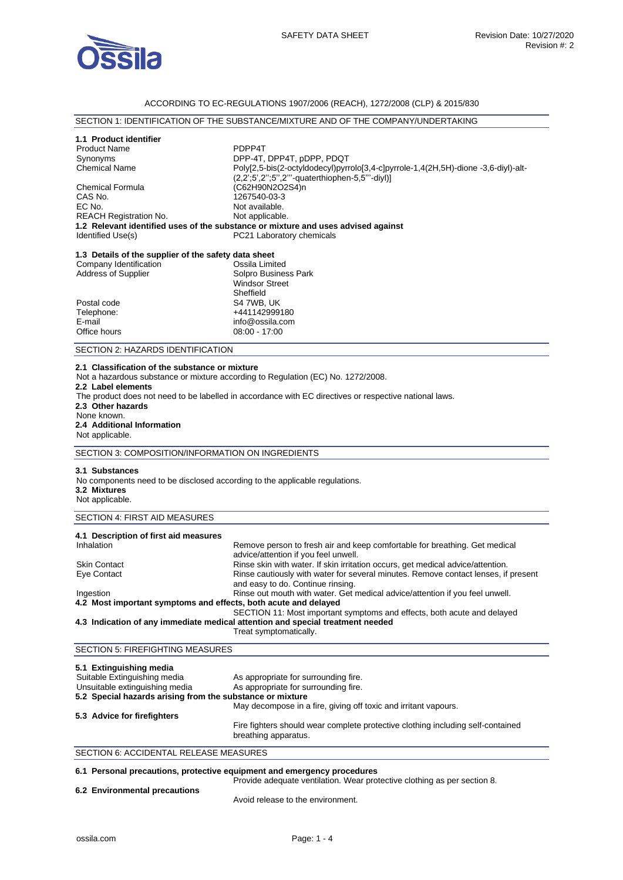ACCORDING TO EC-REGULATIONS 1907/2006 (REACH), 1272/2008 (CLP) & 2015/830

## SECTION 1: IDENTIFICATION OF THE SUBSTANCE/MIXTURE AND OF THE COMPANY/UNDERTAKING

### 1.1 Product identifier

| | |
|---|---|
| Product Name | PDPP4T |
| Synonyms | DPP-4T, DPP4T, pDPP, PDQT |
| Chemical Name | Poly[2,5-bis(2-octyldodecyl)pyrrolo[3,4-c]pyrrole-1,4(2H,5H)-dione -3,6-diyl)-alt-(2,2';5',2'';5'',2'''-quaterthiophen-5,5'''-diyl)] |
| Chemical Formula | $(C_{62}H_{90}N_2O_2S_4)_n$ |
| CAS No. | 1267540-03-3 |
| EC No. | Not available. |
| REACH Registration No. | Not applicable. |

### 1.2 Relevant identified uses of the substance or mixture and uses advised against

| | |
|---|---|
| Identified Use(s) | PC21 Laboratory chemicals |

### 1.3 Details of the supplier of the safety data sheet

| | |
|---|---|
| Company Identification | Ossila Limited |
| Address of Supplier | Solpro Business Park<br>Windsor Street<br>Sheffield |
| Postal code | S4 7WB, UK |
| Telephone: | +441142999180 |
| E-mail | info@ossila.com |
| Office hours | 08:00 - 17:00 |

## SECTION 2: HAZARDS IDENTIFICATION

**2.1 Classification of the substance or mixture**

Not a hazardous substance or mixture according to Regulation (EC) No. 1272/2008.

**2.2 Label elements**

The product does not need to be labelled in accordance with EC directives or respective national laws.

**2.3 Other hazards**

None known.

**2.4 Additional Information**

Not applicable.

## SECTION 3: COMPOSITION/INFORMATION ON INGREDIENTS

**3.1 Substances**

No components need to be disclosed according to the applicable regulations.

**3.2 Mixtures**

Not applicable.

## SECTION 4: FIRST AID MEASURES

### 4.1 Description of first aid measures

| | |
|---|---|
| Inhalation | Remove person to fresh air and keep comfortable for breathing. Get medical advice/attention if you feel unwell. |
| Skin Contact | Rinse skin with water. If skin irritation occurs, get medical advice/attention. |
| Eye Contact | Rinse cautiously with water for several minutes. Remove contact lenses, if present and easy to do. Continue rinsing. |
| Ingestion | Rinse out mouth with water. Get medical advice/attention if you feel unwell. |

**4.2 Most important symptoms and effects, both acute and delayed**

SECTION 11: Most important symptoms and effects, both acute and delayed

**4.3 Indication of any immediate medical attention and special treatment needed**

Treat symptomatically.

## SECTION 5: FIREFIGHTING MEASURES

### 5.1 Extinguishing media

| | |
|---|---|
| Suitable Extinguishing media | As appropriate for surrounding fire. |
| Unsuitable extinguishing media | As appropriate for surrounding fire. |

**5.2 Special hazards arising from the substance or mixture**

May decompose in a fire, giving off toxic and irritant vapours.

**5.3 Advice for firefighters**

Fire fighters should wear complete protective clothing including self-contained breathing apparatus.

## SECTION 6: ACCIDENTAL RELEASE MEASURES

**6.1 Personal precautions, protective equipment and emergency procedures**

Provide adequate ventilation. Wear protective clothing as per section 8.

**6.2 Environmental precautions**

Avoid release to the environment.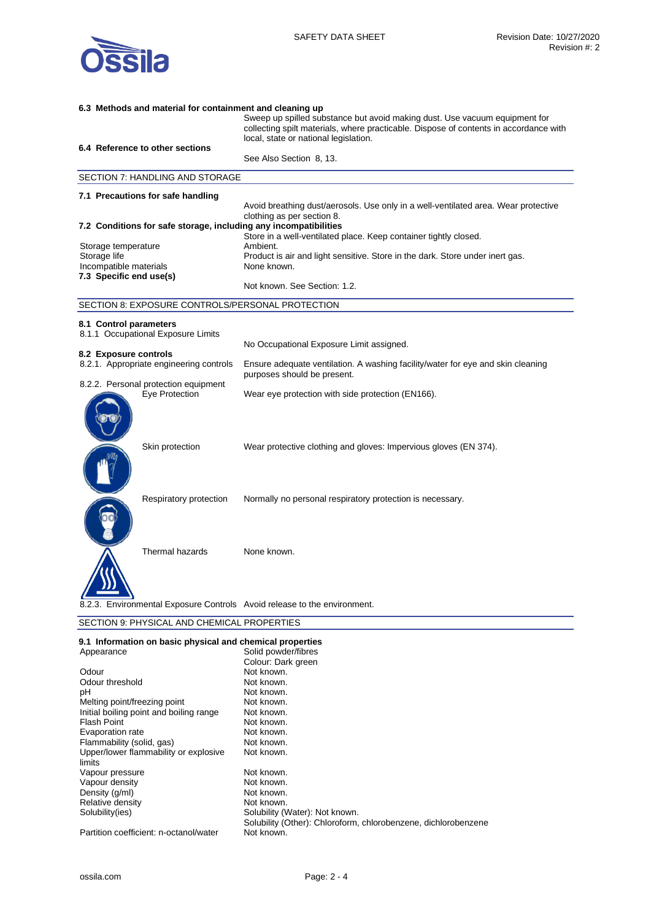**6.3 Methods and material for containment and cleaning up**

Sweep up spilled substance but avoid making dust. Use vacuum equipment for collecting spilt materials, where practicable. Dispose of contents in accordance with local, state or national legislation.

**6.4 Reference to other sections**

See Also Section 8, 13.

## SECTION 7: HANDLING AND STORAGE

**7.1 Precautions for safe handling**

Avoid breathing dust/aerosols. Use only in a well-ventilated area. Wear protective clothing as per section 8.

**7.2 Conditions for safe storage, including any incompatibilities**

Store in a well-ventilated place. Keep container tightly closed.

| | |
|---|---|
| Storage temperature | Ambient. |
| Storage life | Product is air and light sensitive. Store in the dark. Store under inert gas. |
| Incompatible materials | None known. |

**7.3 Specific end use(s)**

Not known. See Section: 1.2.

## SECTION 8: EXPOSURE CONTROLS/PERSONAL PROTECTION

**8.1 Control parameters**

8.1.1 Occupational Exposure Limits

No Occupational Exposure Limit assigned.

**8.2 Exposure controls**

8.2.1. Appropriate engineering controls: Ensure adequate ventilation. A washing facility/water for eye and skin cleaning purposes should be present.

8.2.2. Personal protection equipment

| | |
|---|---|
| Eye Protection | Wear eye protection with side protection (EN166). |
| Skin protection | Wear protective clothing and gloves: Impervious gloves (EN 374). |
| Respiratory protection | Normally no personal respiratory protection is necessary. |
| Thermal hazards | None known. |

8.2.3. Environmental Exposure Controls: Avoid release to the environment.

## SECTION 9: PHYSICAL AND CHEMICAL PROPERTIES

**9.1 Information on basic physical and chemical properties**

| | |
|---|---|
| Appearance | Solid powder/fibres<br>Colour: Dark green |
| Odour | Not known. |
| Odour threshold | Not known. |
| pH | Not known. |
| Melting point/freezing point | Not known. |
| Initial boiling point and boiling range | Not known. |
| Flash Point | Not known. |
| Evaporation rate | Not known. |
| Flammability (solid, gas) | Not known. |
| Upper/lower flammability or explosive limits | Not known. |
| Vapour pressure | Not known. |
| Vapour density | Not known. |
| Density (g/ml) | Not known. |
| Relative density | Not known. |
| Solubility(ies) | Solubility (Water): Not known.<br>Solubility (Other): Chloroform, chlorobenzene, dichlorobenzene |
| Partition coefficient: n-octanol/water | Not known. |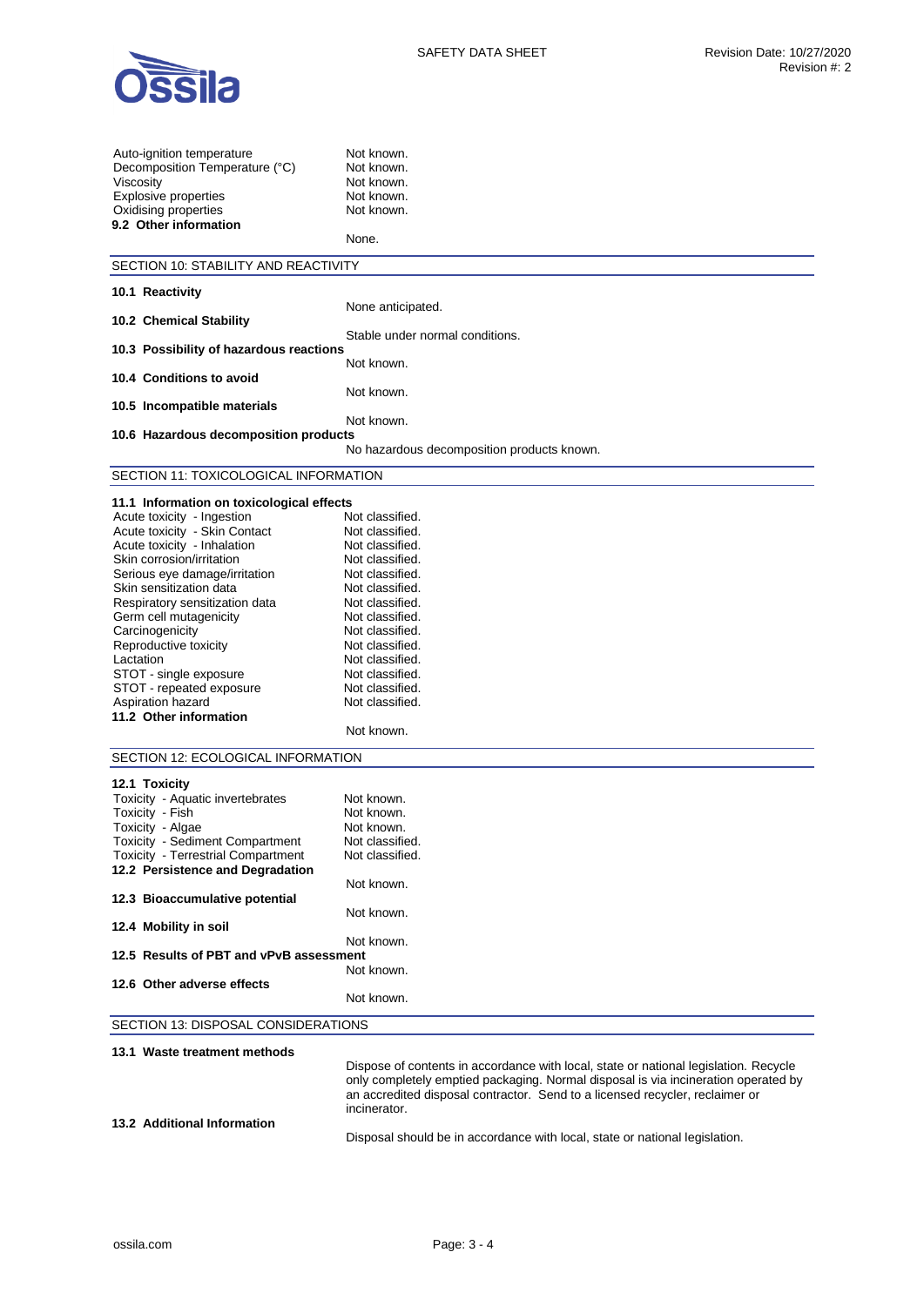| | |
|---|---|
| Auto-ignition temperature | Not known. |
| Decomposition Temperature (°C) | Not known. |
| Viscosity | Not known. |
| Explosive properties | Not known. |
| Oxidising properties | Not known. |

**9.2 Other information**

None.

## SECTION 10: STABILITY AND REACTIVITY

**10.1 Reactivity**

None anticipated.

**10.2 Chemical Stability**

Stable under normal conditions.

**10.3 Possibility of hazardous reactions**

Not known.

**10.4 Conditions to avoid**

Not known.

**10.5 Incompatible materials**

Not known.

**10.6 Hazardous decomposition products**

No hazardous decomposition products known.

## SECTION 11: TOXICOLOGICAL INFORMATION

**11.1 Information on toxicological effects**

| | |
|---|---|
| Acute toxicity - Ingestion | Not classified. |
| Acute toxicity - Skin Contact | Not classified. |
| Acute toxicity - Inhalation | Not classified. |
| Skin corrosion/irritation | Not classified. |
| Serious eye damage/irritation | Not classified. |
| Skin sensitization data | Not classified. |
| Respiratory sensitization data | Not classified. |
| Germ cell mutagenicity | Not classified. |
| Carcinogenicity | Not classified. |
| Reproductive toxicity | Not classified. |
| Lactation | Not classified. |
| STOT - single exposure | Not classified. |
| STOT - repeated exposure | Not classified. |
| Aspiration hazard | Not classified. |

**11.2 Other information**

Not known.

## SECTION 12: ECOLOGICAL INFORMATION

**12.1 Toxicity**

| | |
|---|---|
| Toxicity - Aquatic invertebrates | Not known. |
| Toxicity - Fish | Not known. |
| Toxicity - Algae | Not known. |
| Toxicity - Sediment Compartment | Not classified. |
| Toxicity - Terrestrial Compartment | Not classified. |

**12.2 Persistence and Degradation**

Not known.

**12.3 Bioaccumulative potential**

Not known.

**12.4 Mobility in soil**

Not known.

**12.5 Results of PBT and vPvB assessment**

Not known.

**12.6 Other adverse effects**

Not known.

## SECTION 13: DISPOSAL CONSIDERATIONS

**13.1 Waste treatment methods**

Dispose of contents in accordance with local, state or national legislation. Recycle only completely emptied packaging. Normal disposal is via incineration operated by an accredited disposal contractor. Send to a licensed recycler, reclaimer or incinerator.

**13.2 Additional Information**

Disposal should be in accordance with local, state or national legislation.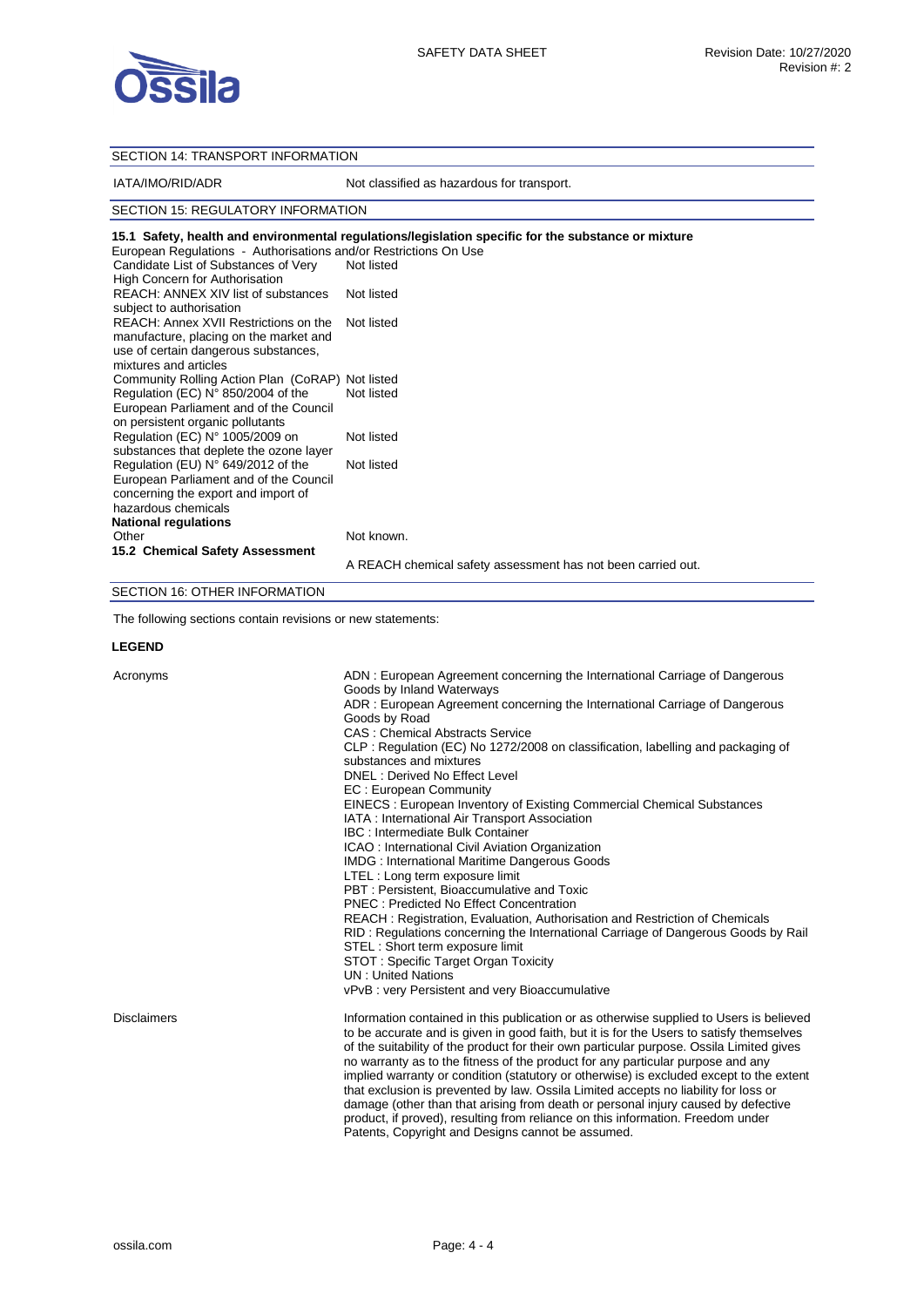## SECTION 14: TRANSPORT INFORMATION

| | |
|---|---|
| IATA/IMO/RID/ADR | Not classified as hazardous for transport. |

## SECTION 15: REGULATORY INFORMATION

**15.1 Safety, health and environmental regulations/legislation specific for the substance or mixture**

European Regulations - Authorisations and/or Restrictions On Use

| | |
|---|---|
| Candidate List of Substances of Very High Concern for Authorisation | Not listed |
| REACH: ANNEX XIV list of substances subject to authorisation | Not listed |
| REACH: Annex XVII Restrictions on the manufacture, placing on the market and use of certain dangerous substances, mixtures and articles | Not listed |
| Community Rolling Action Plan (CoRAP) | Not listed |
| Regulation (EC) N° 850/2004 of the European Parliament and of the Council on persistent organic pollutants | Not listed |
| Regulation (EC) N° 1005/2009 on substances that deplete the ozone layer | Not listed |
| Regulation (EU) N° 649/2012 of the European Parliament and of the Council concerning the export and import of hazardous chemicals | Not listed |

**National regulations**

| | |
|---|---|
| Other | Not known. |

**15.2 Chemical Safety Assessment**

A REACH chemical safety assessment has not been carried out.

## SECTION 16: OTHER INFORMATION

The following sections contain revisions or new statements:

**LEGEND**

Acronyms

ADN : European Agreement concerning the International Carriage of Dangerous Goods by Inland Waterways
ADR : European Agreement concerning the International Carriage of Dangerous Goods by Road
CAS : Chemical Abstracts Service
CLP : Regulation (EC) No 1272/2008 on classification, labelling and packaging of substances and mixtures
DNEL : Derived No Effect Level
EC : European Community
EINECS : European Inventory of Existing Commercial Chemical Substances
IATA : International Air Transport Association
IBC : Intermediate Bulk Container
ICAO : International Civil Aviation Organization
IMDG : International Maritime Dangerous Goods
LTEL : Long term exposure limit
PBT : Persistent, Bioaccumulative and Toxic
PNEC : Predicted No Effect Concentration
REACH : Registration, Evaluation, Authorisation and Restriction of Chemicals
RID : Regulations concerning the International Carriage of Dangerous Goods by Rail
STEL : Short term exposure limit
STOT : Specific Target Organ Toxicity
UN : United Nations
vPvB : very Persistent and very Bioaccumulative

Disclaimers

Information contained in this publication or as otherwise supplied to Users is believed to be accurate and is given in good faith, but it is for the Users to satisfy themselves of the suitability of the product for their own particular purpose. Ossila Limited gives no warranty as to the fitness of the product for any particular purpose and any implied warranty or condition (statutory or otherwise) is excluded except to the extent that exclusion is prevented by law. Ossila Limited accepts no liability for loss or damage (other than that arising from death or personal injury caused by defective product, if proved), resulting from reliance on this information. Freedom under Patents, Copyright and Designs cannot be assumed.